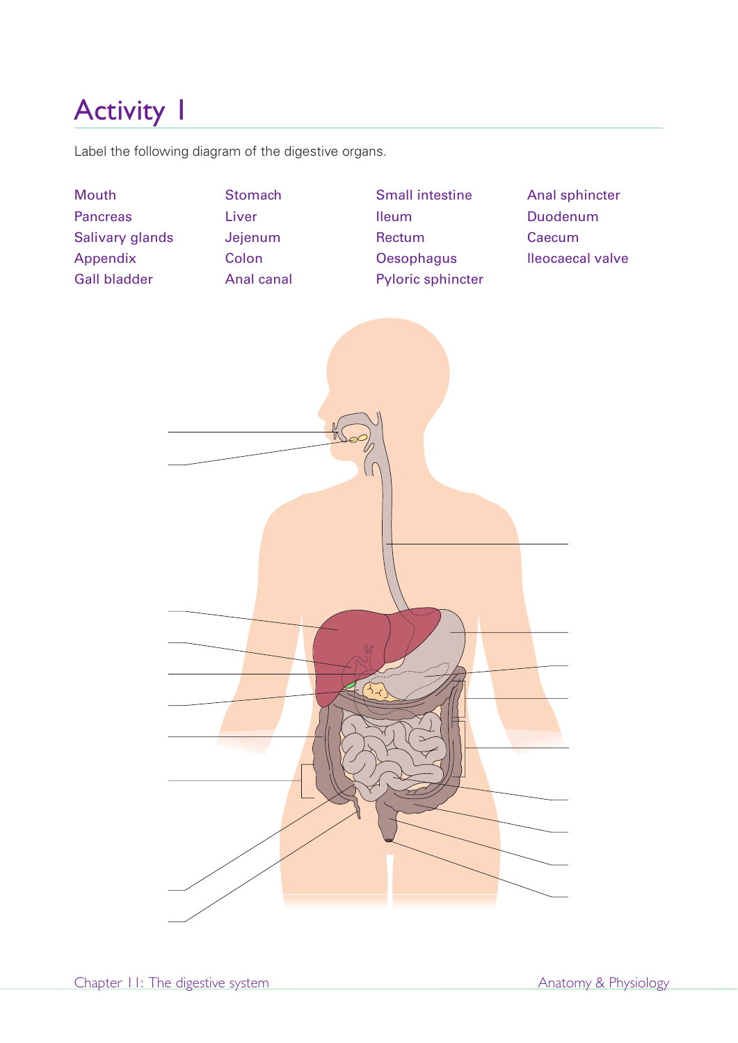# Activity 1

Label the following diagram of the digestive organs.

| | | | |
|---|---|---|---|
| Mouth | Stomach | Small intestine | Anal sphincter |
| Pancreas | Liver | Ileum | Duodenum |
| Salivary glands | Jejenum | Rectum | Caecum |
| Appendix | Colon | Oesophagus | Ileocaecal valve |
| Gall bladder | Anal canal | Pyloric sphincter | |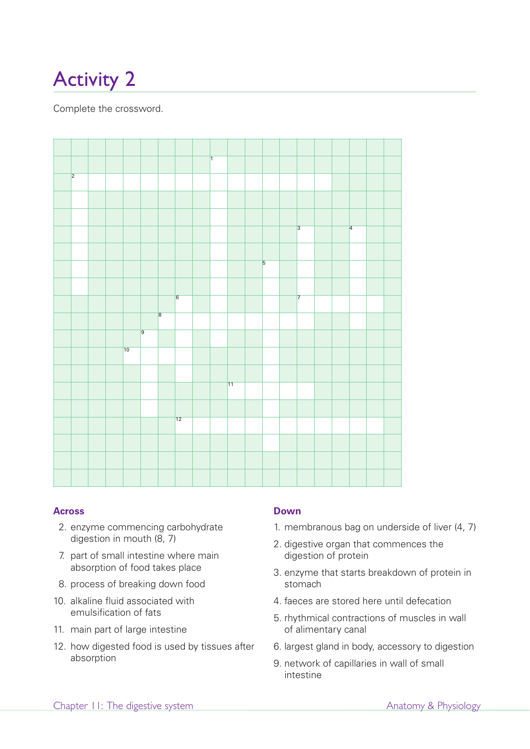# Activity 2

Complete the crossword.

## Across

2. enzyme commencing carbohydrate digestion in mouth (8, 7)
7. part of small intestine where main absorption of food takes place
8. process of breaking down food
10. alkaline fluid associated with emulsification of fats
11. main part of large intestine
12. how digested food is used by tissues after absorption

## Down

1. membranous bag on underside of liver (4, 7)
2. digestive organ that commences the digestion of protein
3. enzyme that starts breakdown of protein in stomach
4. faeces are stored here until defecation
5. rhythmical contractions of muscles in wall of alimentary canal
6. largest gland in body, accessory to digestion
9. network of capillaries in wall of small intestine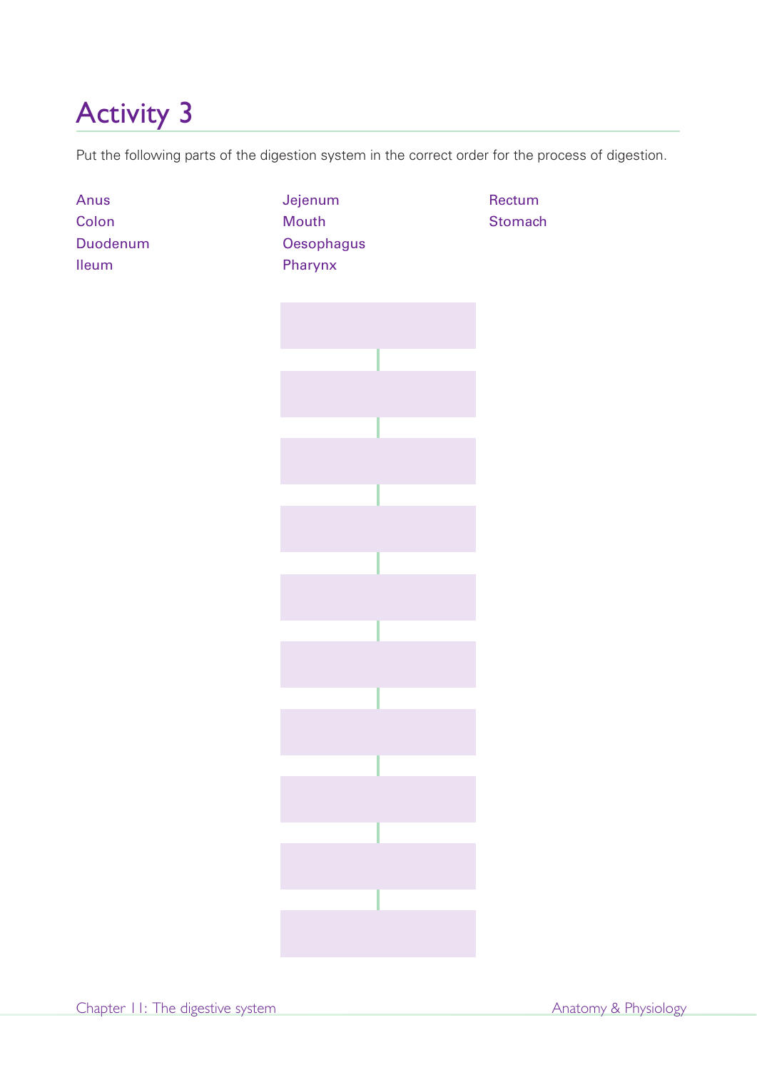# Activity 3

Put the following parts of the digestion system in the correct order for the process of digestion.

- Anus
- Colon
- Duodenum
- Ileum
- Jejenum
- Mouth
- Oesophagus
- Pharynx
- Rectum
- Stomach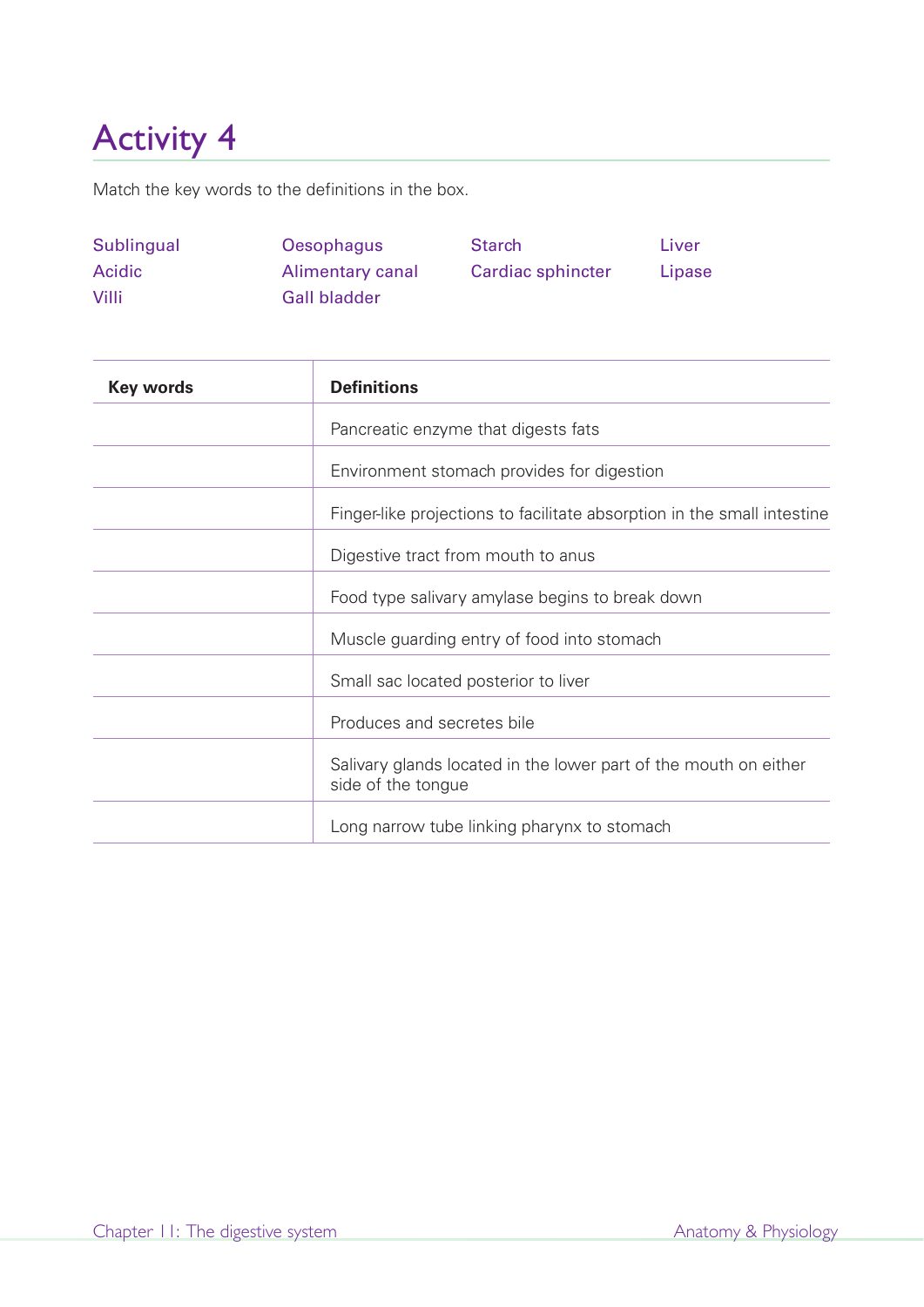# Activity 4

Match the key words to the definitions in the box.

Sublingual
Acidic
Villi
Oesophagus
Alimentary canal
Gall bladder
Starch
Cardiac sphincter
Liver
Lipase

| Key words | Definitions |
|---|---|
| | Pancreatic enzyme that digests fats |
| | Environment stomach provides for digestion |
| | Finger-like projections to facilitate absorption in the small intestine |
| | Digestive tract from mouth to anus |
| | Food type salivary amylase begins to break down |
| | Muscle guarding entry of food into stomach |
| | Small sac located posterior to liver |
| | Produces and secretes bile |
| | Salivary glands located in the lower part of the mouth on either side of the tongue |
| | Long narrow tube linking pharynx to stomach |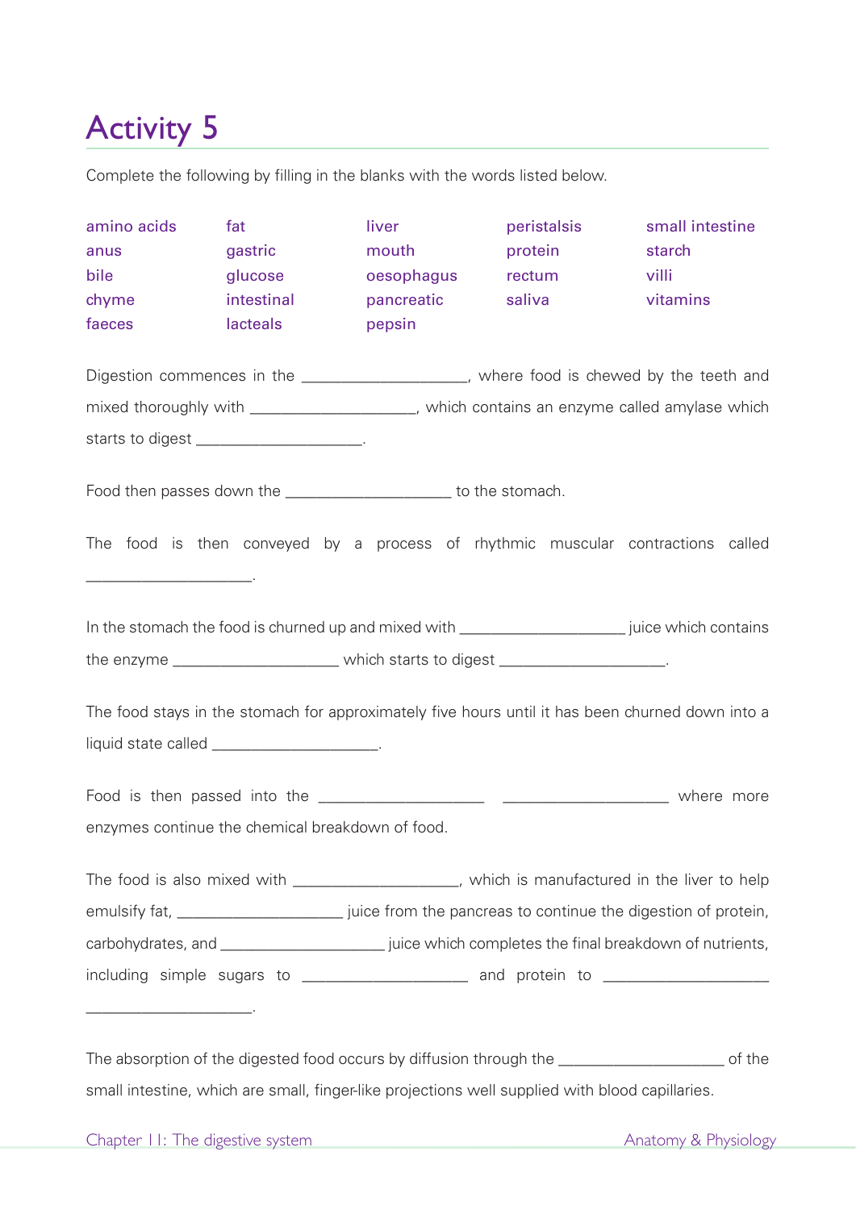# Activity 5

Complete the following by filling in the blanks with the words listed below.

| | | | | |
|---|---|---|---|---|
| amino acids | fat | liver | peristalsis | small intestine |
| anus | gastric | mouth | protein | starch |
| bile | glucose | oesophagus | rectum | villi |
| chyme | intestinal | pancreatic | saliva | vitamins |
| faeces | lacteals | pepsin | | |

Digestion commences in the ____________________, where food is chewed by the teeth and mixed thoroughly with ____________________, which contains an enzyme called amylase which starts to digest ____________________.

Food then passes down the ____________________ to the stomach.

The food is then conveyed by a process of rhythmic muscular contractions called ____________________.

In the stomach the food is churned up and mixed with ____________________ juice which contains the enzyme ____________________ which starts to digest ____________________.

The food stays in the stomach for approximately five hours until it has been churned down into a liquid state called ____________________.

Food is then passed into the ____________________ ____________________ where more enzymes continue the chemical breakdown of food.

The food is also mixed with ____________________, which is manufactured in the liver to help emulsify fat, ____________________ juice from the pancreas to continue the digestion of protein, carbohydrates, and ____________________ juice which completes the final breakdown of nutrients, including simple sugars to ____________________ and protein to ____________________ ____________________.

The absorption of the digested food occurs by diffusion through the ____________________ of the small intestine, which are small, finger-like projections well supplied with blood capillaries.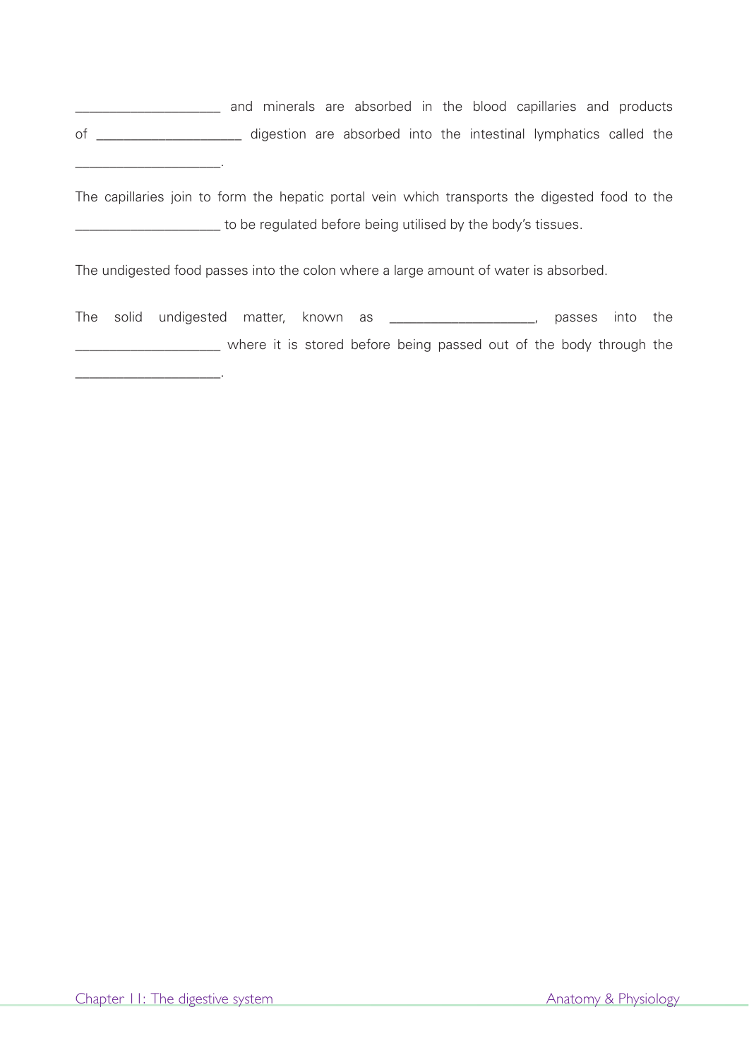____________________ and minerals are absorbed in the blood capillaries and products of ____________________ digestion are absorbed into the intestinal lymphatics called the ____________________.

The capillaries join to form the hepatic portal vein which transports the digested food to the ____________________ to be regulated before being utilised by the body's tissues.

The undigested food passes into the colon where a large amount of water is absorbed.

The solid undigested matter, known as ____________________, passes into the ____________________ where it is stored before being passed out of the body through the ____________________.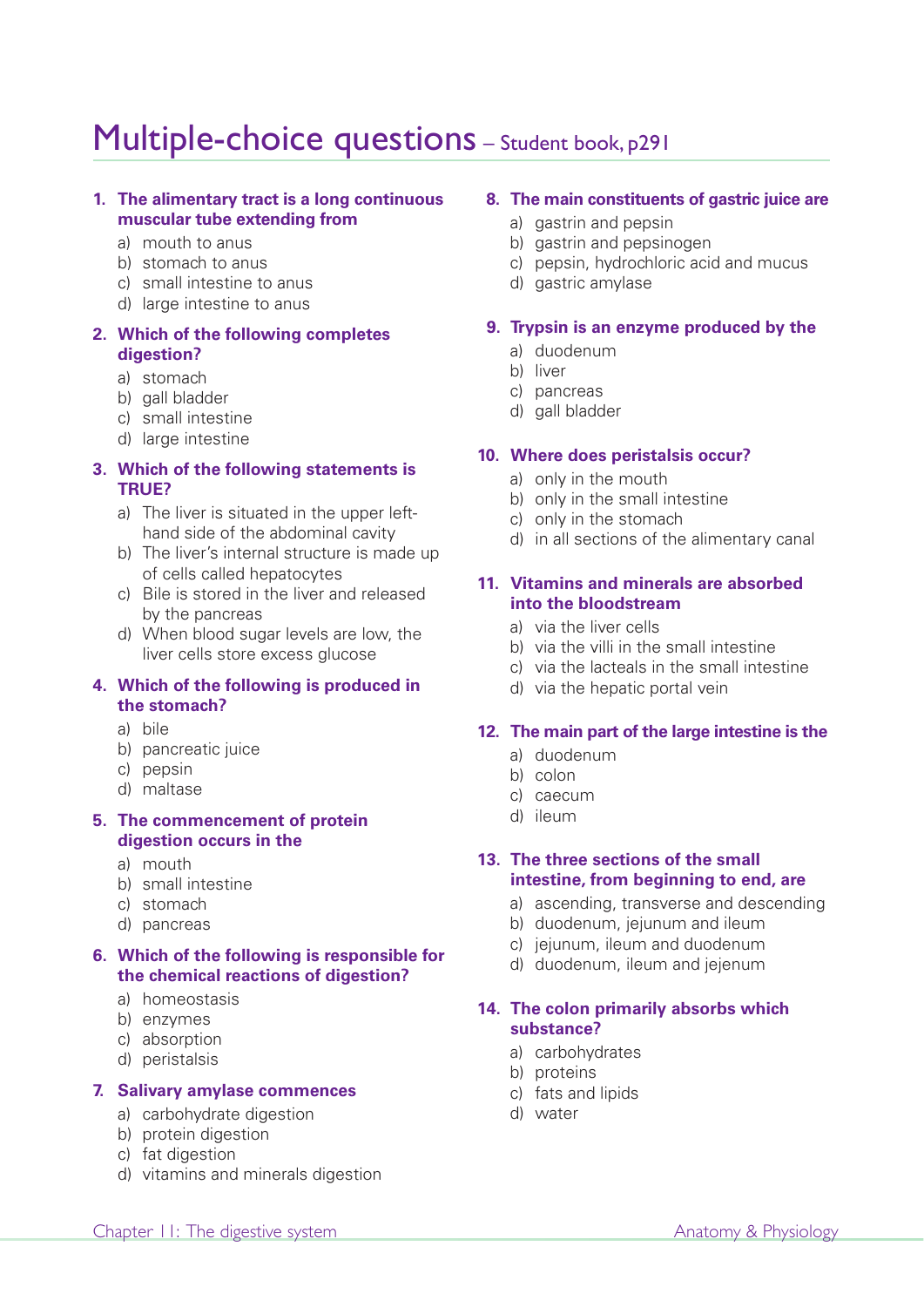# Multiple-choice questions – Student book, p291

1. **The alimentary tract is a long continuous muscular tube extending from**
   a) mouth to anus
   b) stomach to anus
   c) small intestine to anus
   d) large intestine to anus

2. **Which of the following completes digestion?**
   a) stomach
   b) gall bladder
   c) small intestine
   d) large intestine

3. **Which of the following statements is TRUE?**
   a) The liver is situated in the upper left-hand side of the abdominal cavity
   b) The liver's internal structure is made up of cells called hepatocytes
   c) Bile is stored in the liver and released by the pancreas
   d) When blood sugar levels are low, the liver cells store excess glucose

4. **Which of the following is produced in the stomach?**
   a) bile
   b) pancreatic juice
   c) pepsin
   d) maltase

5. **The commencement of protein digestion occurs in the**
   a) mouth
   b) small intestine
   c) stomach
   d) pancreas

6. **Which of the following is responsible for the chemical reactions of digestion?**
   a) homeostasis
   b) enzymes
   c) absorption
   d) peristalsis

7. **Salivary amylase commences**
   a) carbohydrate digestion
   b) protein digestion
   c) fat digestion
   d) vitamins and minerals digestion

8. **The main constituents of gastric juice are**
   a) gastrin and pepsin
   b) gastrin and pepsinogen
   c) pepsin, hydrochloric acid and mucus
   d) gastric amylase

9. **Trypsin is an enzyme produced by the**
   a) duodenum
   b) liver
   c) pancreas
   d) gall bladder

10. **Where does peristalsis occur?**
    a) only in the mouth
    b) only in the small intestine
    c) only in the stomach
    d) in all sections of the alimentary canal

11. **Vitamins and minerals are absorbed into the bloodstream**
    a) via the liver cells
    b) via the villi in the small intestine
    c) via the lacteals in the small intestine
    d) via the hepatic portal vein

12. **The main part of the large intestine is the**
    a) duodenum
    b) colon
    c) caecum
    d) ileum

13. **The three sections of the small intestine, from beginning to end, are**
    a) ascending, transverse and descending
    b) duodenum, jejunum and ileum
    c) jejunum, ileum and duodenum
    d) duodenum, ileum and jejenum

14. **The colon primarily absorbs which substance?**
    a) carbohydrates
    b) proteins
    c) fats and lipids
    d) water